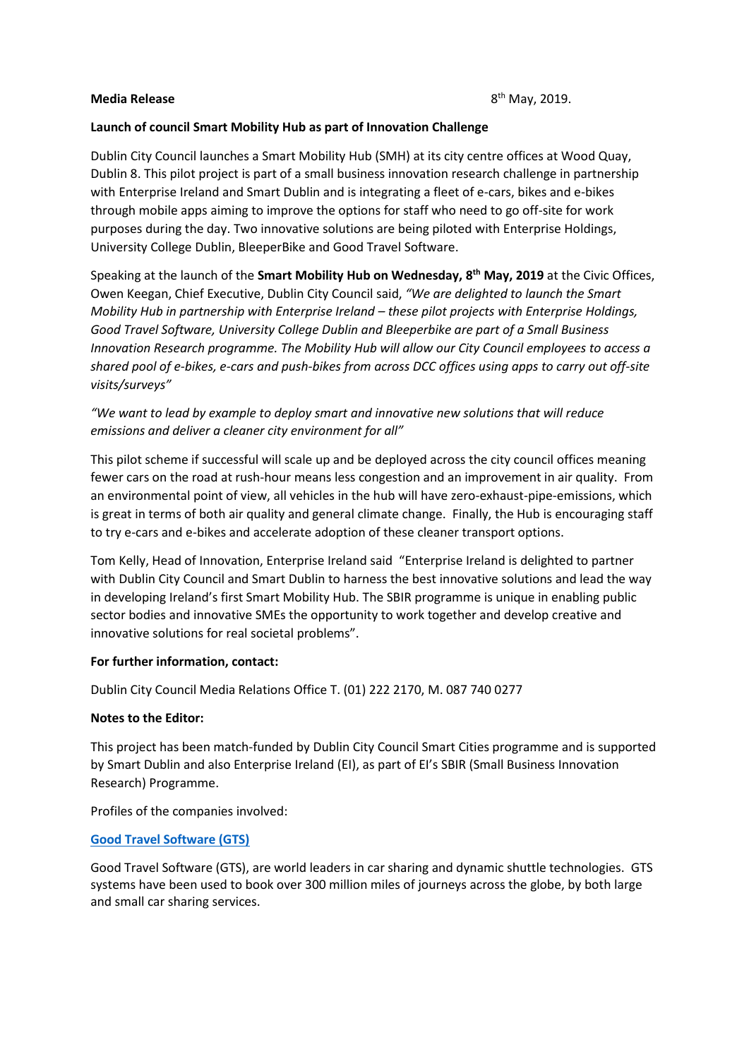**Media Release** 8th May, 2019.

**Launch of council Smart Mobility Hub as part of Innovation Challenge**

Dublin City Council launches a Smart Mobility Hub (SMH) at its city centre offices at Wood Quay, Dublin 8. This pilot project is part of a small business innovation research challenge in partnership with Enterprise Ireland and Smart Dublin and is integrating a fleet of e-cars, bikes and e-bikes through mobile apps aiming to improve the options for staff who need to go off-site for work purposes during the day. Two innovative solutions are being piloted with Enterprise Holdings, University College Dublin, BleeperBike and Good Travel Software.

Speaking at the launch of the **Smart Mobility Hub on Wednesday, 8th May, 2019** at the Civic Offices, Owen Keegan, Chief Executive, Dublin City Council said, *"We are delighted to launch the Smart Mobility Hub in partnership with Enterprise Ireland – these pilot projects with Enterprise Holdings, Good Travel Software, University College Dublin and Bleeperbike are part of a Small Business Innovation Research programme. The Mobility Hub will allow our City Council employees to access a shared pool of e-bikes, e-cars and push-bikes from across DCC offices using apps to carry out off-site visits/surveys"*

*"We want to lead by example to deploy smart and innovative new solutions that will reduce emissions and deliver a cleaner city environment for all"*

This pilot scheme if successful will scale up and be deployed across the city council offices meaning fewer cars on the road at rush-hour means less congestion and an improvement in air quality. From an environmental point of view, all vehicles in the hub will have zero-exhaust-pipe-emissions, which is great in terms of both air quality and general climate change. Finally, the Hub is encouraging staff to try e-cars and e-bikes and accelerate adoption of these cleaner transport options.

Tom Kelly, Head of Innovation, Enterprise Ireland said "Enterprise Ireland is delighted to partner with Dublin City Council and Smart Dublin to harness the best innovative solutions and lead the way in developing Ireland's first Smart Mobility Hub. The SBIR programme is unique in enabling public sector bodies and innovative SMEs the opportunity to work together and develop creative and innovative solutions for real societal problems".

**For further information, contact:**

Dublin City Council Media Relations Office T. (01) 222 2170, M. 087 740 0277

**Notes to the Editor:**

This project has been match-funded by Dublin City Council Smart Cities programme and is supported by Smart Dublin and also Enterprise Ireland (EI), as part of EI's SBIR (Small Business Innovation Research) Programme.

Profiles of the companies involved:

**Good Travel Software (GTS)**

Good Travel Software (GTS), are world leaders in car sharing and dynamic shuttle technologies. GTS systems have been used to book over 300 million miles of journeys across the globe, by both large and small car sharing services.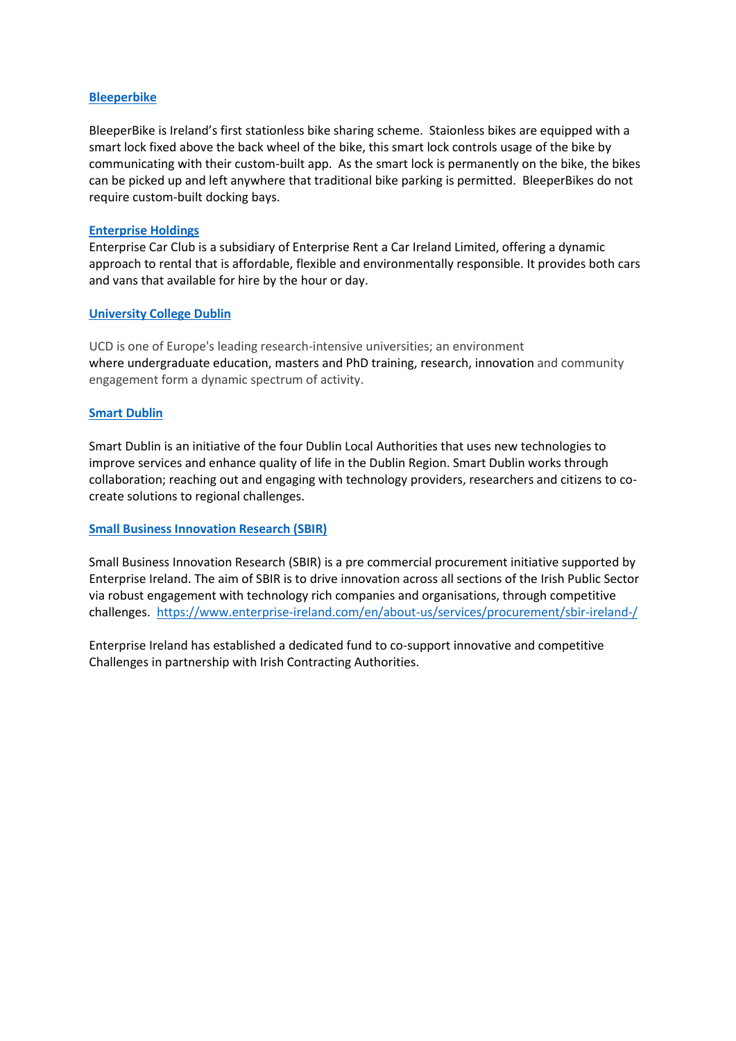**[Bleeperbike]()**

BleeperBike is Ireland's first stationless bike sharing scheme.  Staionless bikes are equipped with a smart lock fixed above the back wheel of the bike, this smart lock controls usage of the bike by communicating with their custom-built app.  As the smart lock is permanently on the bike, the bikes can be picked up and left anywhere that traditional bike parking is permitted.  BleeperBikes do not require custom-built docking bays.

**[Enterprise Holdings]()**

Enterprise Car Club is a subsidiary of Enterprise Rent a Car Ireland Limited, offering a dynamic approach to rental that is affordable, flexible and environmentally responsible. It provides both cars and vans that available for hire by the hour or day.

**[University College Dublin]()**

UCD is one of Europe's leading research-intensive universities; an environment where undergraduate education, masters and PhD training, research, innovation and community engagement form a dynamic spectrum of activity.

**[Smart Dublin]()**

Smart Dublin is an initiative of the four Dublin Local Authorities that uses new technologies to improve services and enhance quality of life in the Dublin Region. Smart Dublin works through collaboration; reaching out and engaging with technology providers, researchers and citizens to co-create solutions to regional challenges.

**[Small Business Innovation Research (SBIR)]()**

Small Business Innovation Research (SBIR) is a pre commercial procurement initiative supported by Enterprise Ireland. The aim of SBIR is to drive innovation across all sections of the Irish Public Sector via robust engagement with technology rich companies and organisations, through competitive challenges.  [https://www.enterprise-ireland.com/en/about-us/services/procurement/sbir-ireland-/](https://www.enterprise-ireland.com/en/about-us/services/procurement/sbir-ireland-/)

Enterprise Ireland has established a dedicated fund to co-support innovative and competitive Challenges in partnership with Irish Contracting Authorities.